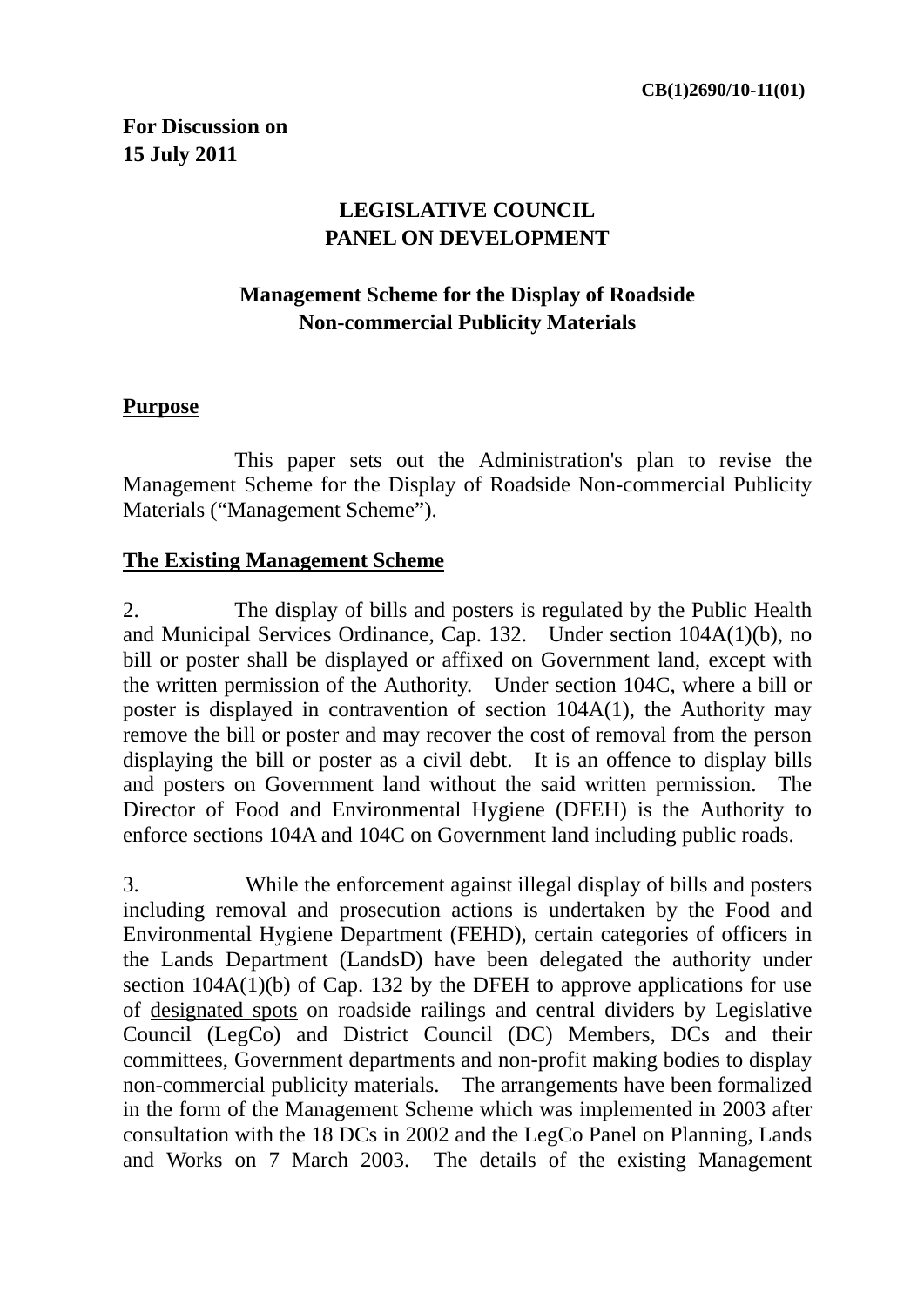CB(1)2690/10-11(01)

**For Discussion on**
**15 July 2011**

**LEGISLATIVE COUNCIL**
**PANEL ON DEVELOPMENT**

**Management Scheme for the Display of Roadside Non-commercial Publicity Materials**

## Purpose

This paper sets out the Administration's plan to revise the Management Scheme for the Display of Roadside Non-commercial Publicity Materials ("Management Scheme").

## The Existing Management Scheme

2. The display of bills and posters is regulated by the Public Health and Municipal Services Ordinance, Cap. 132. Under section 104A(1)(b), no bill or poster shall be displayed or affixed on Government land, except with the written permission of the Authority. Under section 104C, where a bill or poster is displayed in contravention of section 104A(1), the Authority may remove the bill or poster and may recover the cost of removal from the person displaying the bill or poster as a civil debt. It is an offence to display bills and posters on Government land without the said written permission. The Director of Food and Environmental Hygiene (DFEH) is the Authority to enforce sections 104A and 104C on Government land including public roads.

3. While the enforcement against illegal display of bills and posters including removal and prosecution actions is undertaken by the Food and Environmental Hygiene Department (FEHD), certain categories of officers in the Lands Department (LandsD) have been delegated the authority under section 104A(1)(b) of Cap. 132 by the DFEH to approve applications for use of designated spots on roadside railings and central dividers by Legislative Council (LegCo) and District Council (DC) Members, DCs and their committees, Government departments and non-profit making bodies to display non-commercial publicity materials. The arrangements have been formalized in the form of the Management Scheme which was implemented in 2003 after consultation with the 18 DCs in 2002 and the LegCo Panel on Planning, Lands and Works on 7 March 2003. The details of the existing Management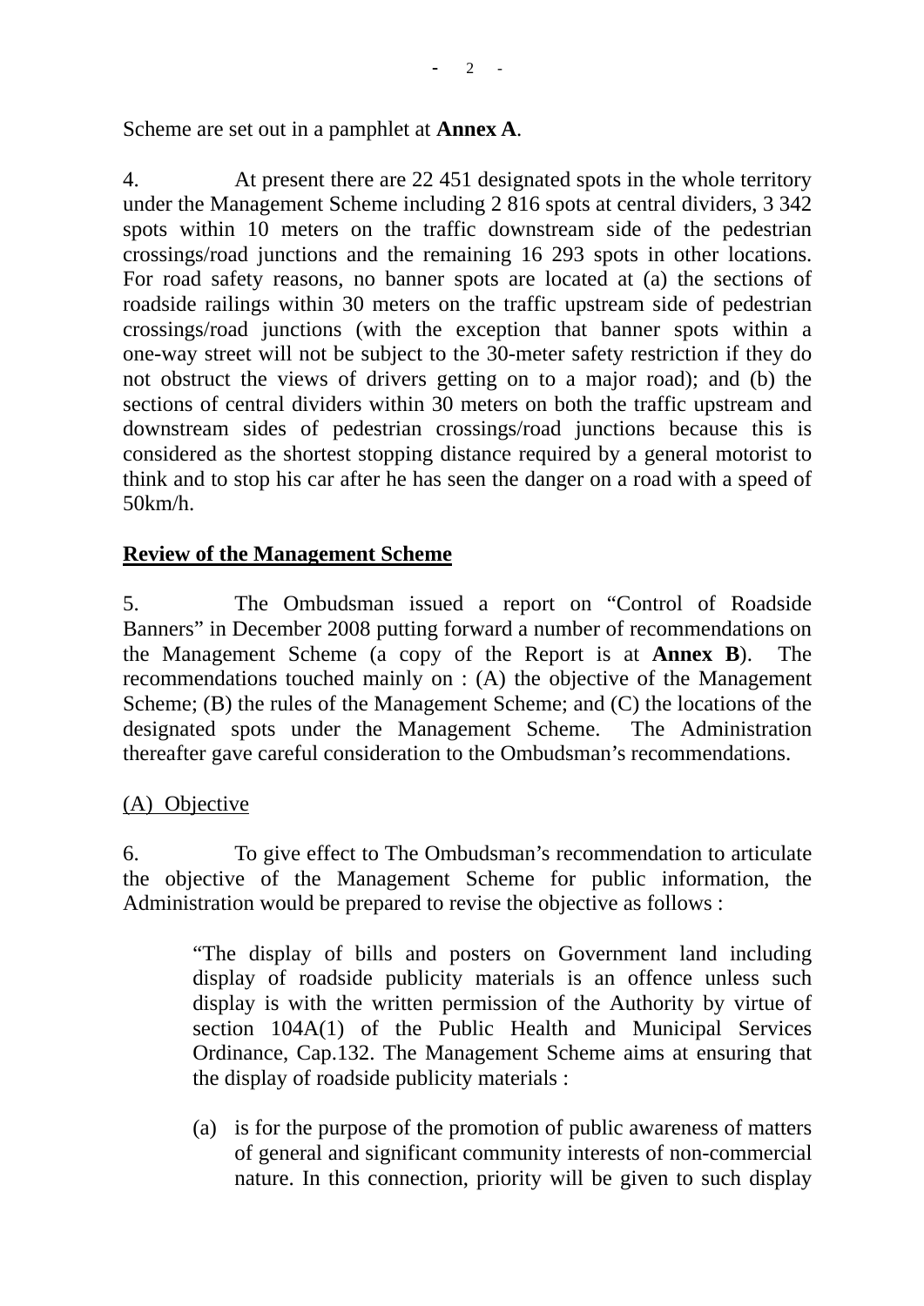Scheme are set out in a pamphlet at **Annex A**.

4. At present there are 22 451 designated spots in the whole territory under the Management Scheme including 2 816 spots at central dividers, 3 342 spots within 10 meters on the traffic downstream side of the pedestrian crossings/road junctions and the remaining 16 293 spots in other locations. For road safety reasons, no banner spots are located at (a) the sections of roadside railings within 30 meters on the traffic upstream side of pedestrian crossings/road junctions (with the exception that banner spots within a one-way street will not be subject to the 30-meter safety restriction if they do not obstruct the views of drivers getting on to a major road); and (b) the sections of central dividers within 30 meters on both the traffic upstream and downstream sides of pedestrian crossings/road junctions because this is considered as the shortest stopping distance required by a general motorist to think and to stop his car after he has seen the danger on a road with a speed of 50km/h.

## Review of the Management Scheme

5. The Ombudsman issued a report on "Control of Roadside Banners" in December 2008 putting forward a number of recommendations on the Management Scheme (a copy of the Report is at **Annex B**). The recommendations touched mainly on : (A) the objective of the Management Scheme; (B) the rules of the Management Scheme; and (C) the locations of the designated spots under the Management Scheme. The Administration thereafter gave careful consideration to the Ombudsman's recommendations.

### (A) Objective

6. To give effect to The Ombudsman's recommendation to articulate the objective of the Management Scheme for public information, the Administration would be prepared to revise the objective as follows :

> "The display of bills and posters on Government land including display of roadside publicity materials is an offence unless such display is with the written permission of the Authority by virtue of section 104A(1) of the Public Health and Municipal Services Ordinance, Cap.132. The Management Scheme aims at ensuring that the display of roadside publicity materials :
>
> (a) is for the purpose of the promotion of public awareness of matters of general and significant community interests of non-commercial nature. In this connection, priority will be given to such display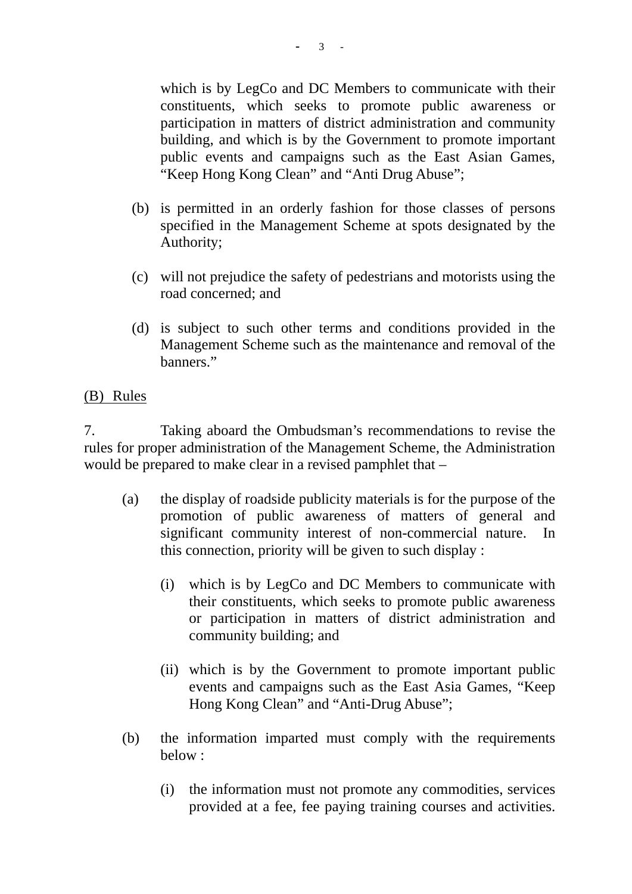which is by LegCo and DC Members to communicate with their constituents, which seeks to promote public awareness or participation in matters of district administration and community building, and which is by the Government to promote important public events and campaigns such as the East Asian Games, "Keep Hong Kong Clean" and "Anti Drug Abuse";

(b) is permitted in an orderly fashion for those classes of persons specified in the Management Scheme at spots designated by the Authority;

(c) will not prejudice the safety of pedestrians and motorists using the road concerned; and

(d) is subject to such other terms and conditions provided in the Management Scheme such as the maintenance and removal of the banners."

<u>(B) Rules</u>

7. Taking aboard the Ombudsman's recommendations to revise the rules for proper administration of the Management Scheme, the Administration would be prepared to make clear in a revised pamphlet that –

(a) the display of roadside publicity materials is for the purpose of the promotion of public awareness of matters of general and significant community interest of non-commercial nature. In this connection, priority will be given to such display :

  (i) which is by LegCo and DC Members to communicate with their constituents, which seeks to promote public awareness or participation in matters of district administration and community building; and

  (ii) which is by the Government to promote important public events and campaigns such as the East Asia Games, "Keep Hong Kong Clean" and "Anti-Drug Abuse";

(b) the information imparted must comply with the requirements below :

  (i) the information must not promote any commodities, services provided at a fee, fee paying training courses and activities.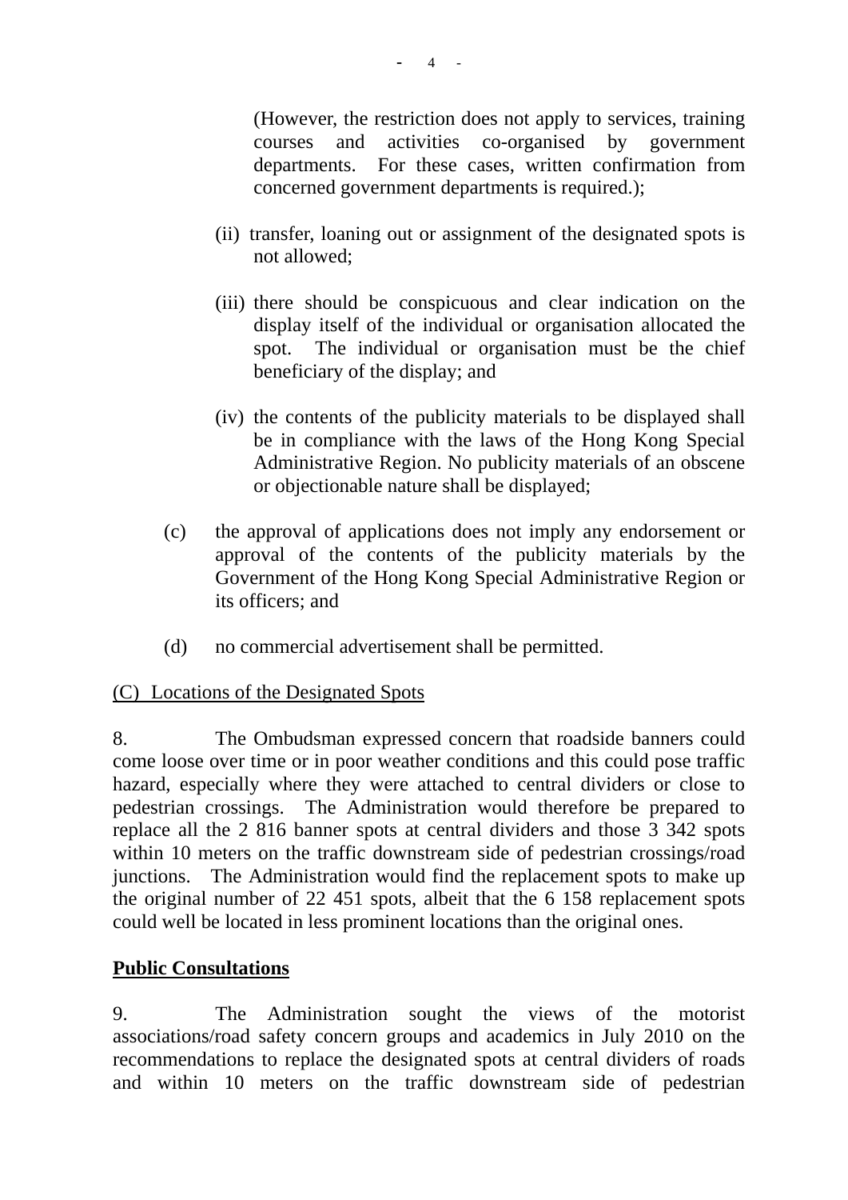(However, the restriction does not apply to services, training courses and activities co-organised by government departments. For these cases, written confirmation from concerned government departments is required.);

(ii) transfer, loaning out or assignment of the designated spots is not allowed;

(iii) there should be conspicuous and clear indication on the display itself of the individual or organisation allocated the spot. The individual or organisation must be the chief beneficiary of the display; and

(iv) the contents of the publicity materials to be displayed shall be in compliance with the laws of the Hong Kong Special Administrative Region. No publicity materials of an obscene or objectionable nature shall be displayed;

(c) the approval of applications does not imply any endorsement or approval of the contents of the publicity materials by the Government of the Hong Kong Special Administrative Region or its officers; and

(d) no commercial advertisement shall be permitted.

<u>(C) Locations of the Designated Spots</u>

8. The Ombudsman expressed concern that roadside banners could come loose over time or in poor weather conditions and this could pose traffic hazard, especially where they were attached to central dividers or close to pedestrian crossings. The Administration would therefore be prepared to replace all the 2 816 banner spots at central dividers and those 3 342 spots within 10 meters on the traffic downstream side of pedestrian crossings/road junctions. The Administration would find the replacement spots to make up the original number of 22 451 spots, albeit that the 6 158 replacement spots could well be located in less prominent locations than the original ones.

## Public Consultations

9. The Administration sought the views of the motorist associations/road safety concern groups and academics in July 2010 on the recommendations to replace the designated spots at central dividers of roads and within 10 meters on the traffic downstream side of pedestrian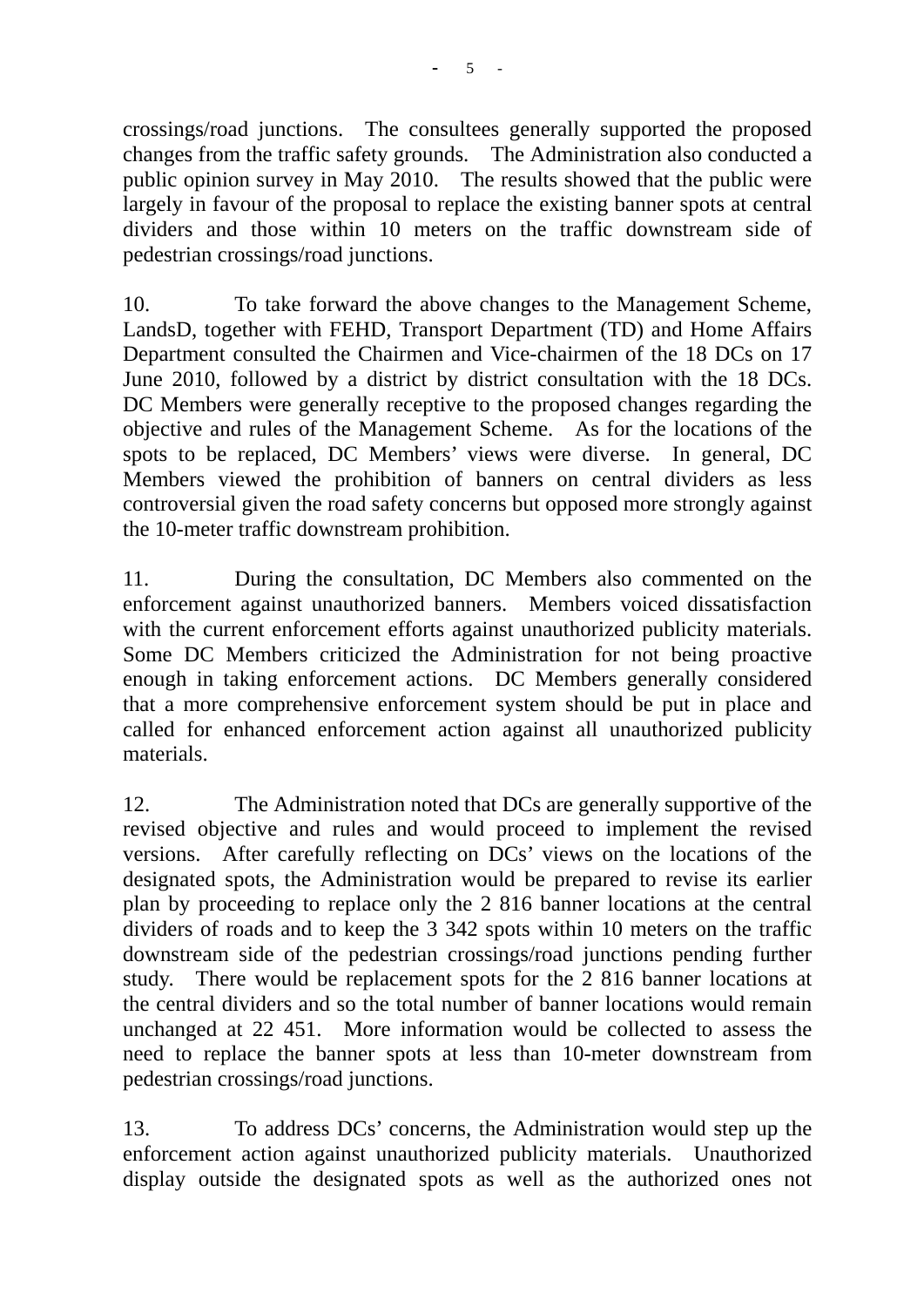crossings/road junctions. The consultees generally supported the proposed changes from the traffic safety grounds. The Administration also conducted a public opinion survey in May 2010. The results showed that the public were largely in favour of the proposal to replace the existing banner spots at central dividers and those within 10 meters on the traffic downstream side of pedestrian crossings/road junctions.

10. To take forward the above changes to the Management Scheme, LandsD, together with FEHD, Transport Department (TD) and Home Affairs Department consulted the Chairmen and Vice-chairmen of the 18 DCs on 17 June 2010, followed by a district by district consultation with the 18 DCs. DC Members were generally receptive to the proposed changes regarding the objective and rules of the Management Scheme. As for the locations of the spots to be replaced, DC Members' views were diverse. In general, DC Members viewed the prohibition of banners on central dividers as less controversial given the road safety concerns but opposed more strongly against the 10-meter traffic downstream prohibition.

11. During the consultation, DC Members also commented on the enforcement against unauthorized banners. Members voiced dissatisfaction with the current enforcement efforts against unauthorized publicity materials. Some DC Members criticized the Administration for not being proactive enough in taking enforcement actions. DC Members generally considered that a more comprehensive enforcement system should be put in place and called for enhanced enforcement action against all unauthorized publicity materials.

12. The Administration noted that DCs are generally supportive of the revised objective and rules and would proceed to implement the revised versions. After carefully reflecting on DCs' views on the locations of the designated spots, the Administration would be prepared to revise its earlier plan by proceeding to replace only the 2 816 banner locations at the central dividers of roads and to keep the 3 342 spots within 10 meters on the traffic downstream side of the pedestrian crossings/road junctions pending further study. There would be replacement spots for the 2 816 banner locations at the central dividers and so the total number of banner locations would remain unchanged at 22 451. More information would be collected to assess the need to replace the banner spots at less than 10-meter downstream from pedestrian crossings/road junctions.

13. To address DCs' concerns, the Administration would step up the enforcement action against unauthorized publicity materials. Unauthorized display outside the designated spots as well as the authorized ones not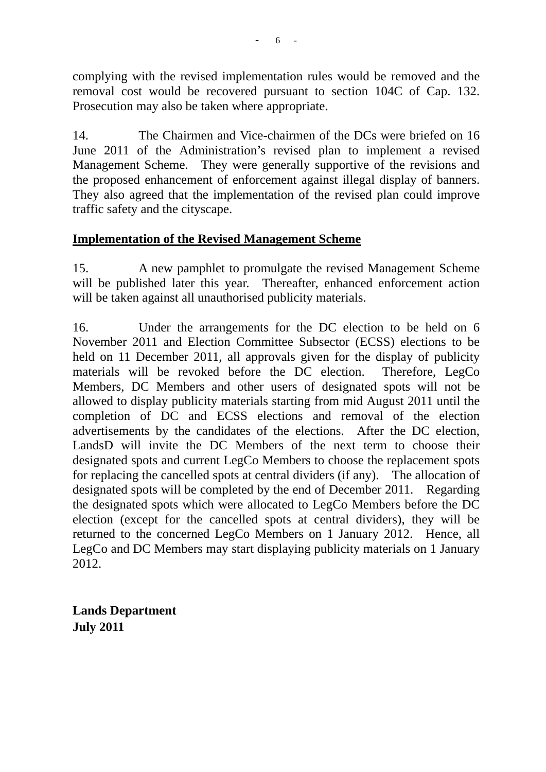complying with the revised implementation rules would be removed and the removal cost would be recovered pursuant to section 104C of Cap. 132. Prosecution may also be taken where appropriate.

14. The Chairmen and Vice-chairmen of the DCs were briefed on 16 June 2011 of the Administration's revised plan to implement a revised Management Scheme. They were generally supportive of the revisions and the proposed enhancement of enforcement against illegal display of banners. They also agreed that the implementation of the revised plan could improve traffic safety and the cityscape.

## Implementation of the Revised Management Scheme

15. A new pamphlet to promulgate the revised Management Scheme will be published later this year. Thereafter, enhanced enforcement action will be taken against all unauthorised publicity materials.

16. Under the arrangements for the DC election to be held on 6 November 2011 and Election Committee Subsector (ECSS) elections to be held on 11 December 2011, all approvals given for the display of publicity materials will be revoked before the DC election. Therefore, LegCo Members, DC Members and other users of designated spots will not be allowed to display publicity materials starting from mid August 2011 until the completion of DC and ECSS elections and removal of the election advertisements by the candidates of the elections. After the DC election, LandsD will invite the DC Members of the next term to choose their designated spots and current LegCo Members to choose the replacement spots for replacing the cancelled spots at central dividers (if any). The allocation of designated spots will be completed by the end of December 2011. Regarding the designated spots which were allocated to LegCo Members before the DC election (except for the cancelled spots at central dividers), they will be returned to the concerned LegCo Members on 1 January 2012. Hence, all LegCo and DC Members may start displaying publicity materials on 1 January 2012.

**Lands Department**
**July 2011**